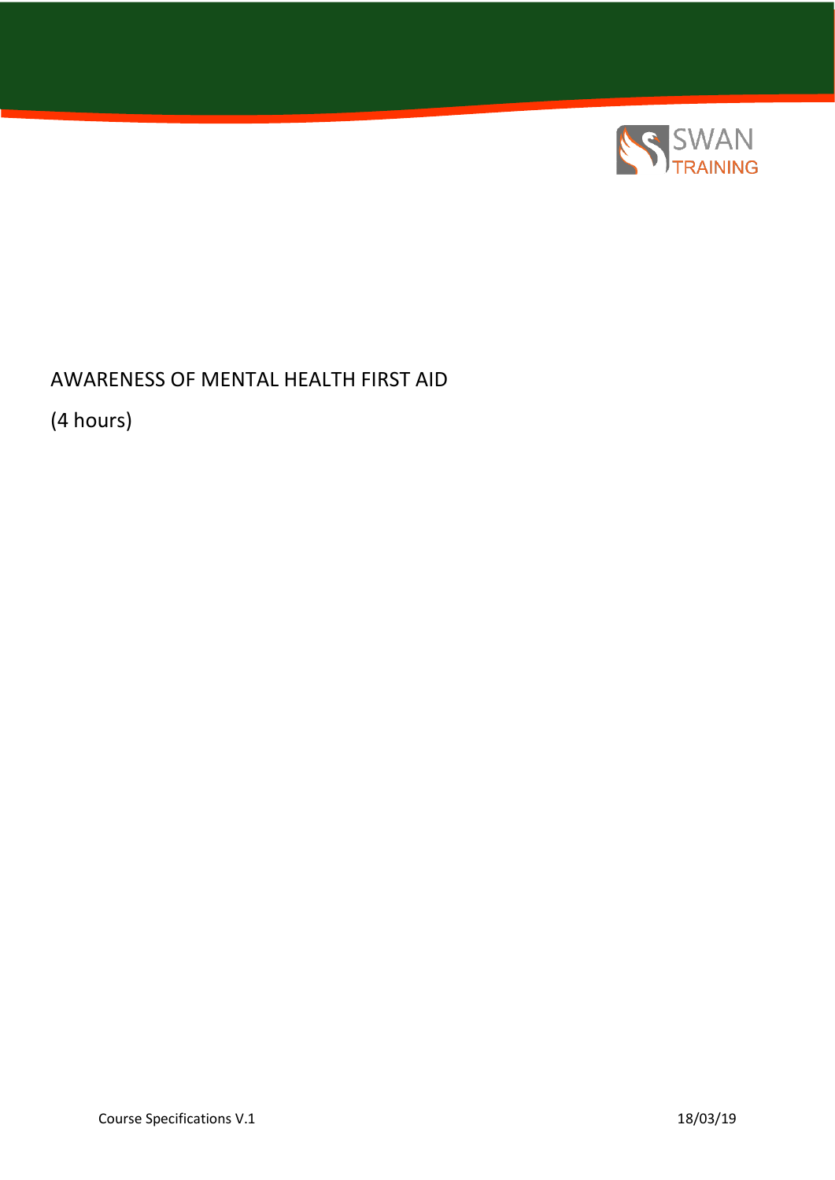# AWARENESS OF MENTAL HEALTH FIRST AID

(4 hours)

Course Specifications V.1 18/03/19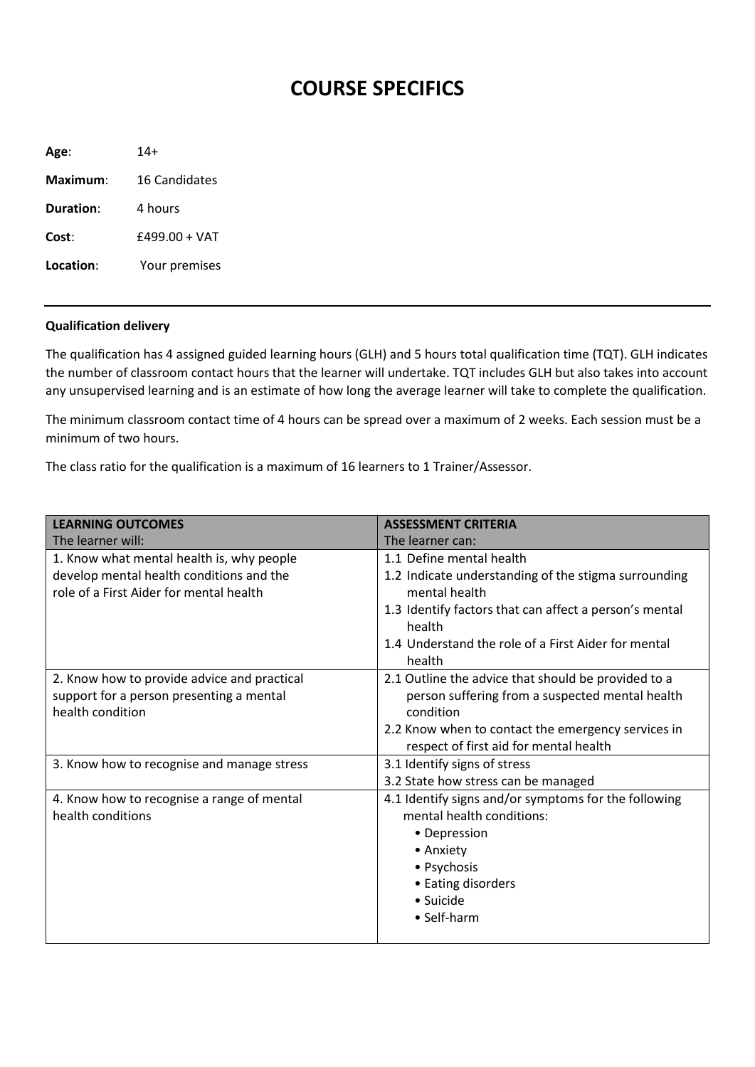# COURSE SPECIFICS

**Age**: 14+

**Maximum**: 16 Candidates

**Duration**: 4 hours

**Cost**: £499.00 + VAT

**Location**: Your premises

---

**Qualification delivery**

The qualification has 4 assigned guided learning hours (GLH) and 5 hours total qualification time (TQT). GLH indicates the number of classroom contact hours that the learner will undertake. TQT includes GLH but also takes into account any unsupervised learning and is an estimate of how long the average learner will take to complete the qualification.

The minimum classroom contact time of 4 hours can be spread over a maximum of 2 weeks. Each session must be a minimum of two hours.

The class ratio for the qualification is a maximum of 16 learners to 1 Trainer/Assessor.

| **LEARNING OUTCOMES**<br>The learner will: | **ASSESSMENT CRITERIA**<br>The learner can: |
|---|---|
| 1. Know what mental health is, why people develop mental health conditions and the role of a First Aider for mental health | 1.1 Define mental health<br>1.2 Indicate understanding of the stigma surrounding mental health<br>1.3 Identify factors that can affect a person's mental health<br>1.4 Understand the role of a First Aider for mental health |
| 2. Know how to provide advice and practical support for a person presenting a mental health condition | 2.1 Outline the advice that should be provided to a person suffering from a suspected mental health condition<br>2.2 Know when to contact the emergency services in respect of first aid for mental health |
| 3. Know how to recognise and manage stress | 3.1 Identify signs of stress<br>3.2 State how stress can be managed |
| 4. Know how to recognise a range of mental health conditions | 4.1 Identify signs and/or symptoms for the following mental health conditions:<br>• Depression<br>• Anxiety<br>• Psychosis<br>• Eating disorders<br>• Suicide<br>• Self-harm |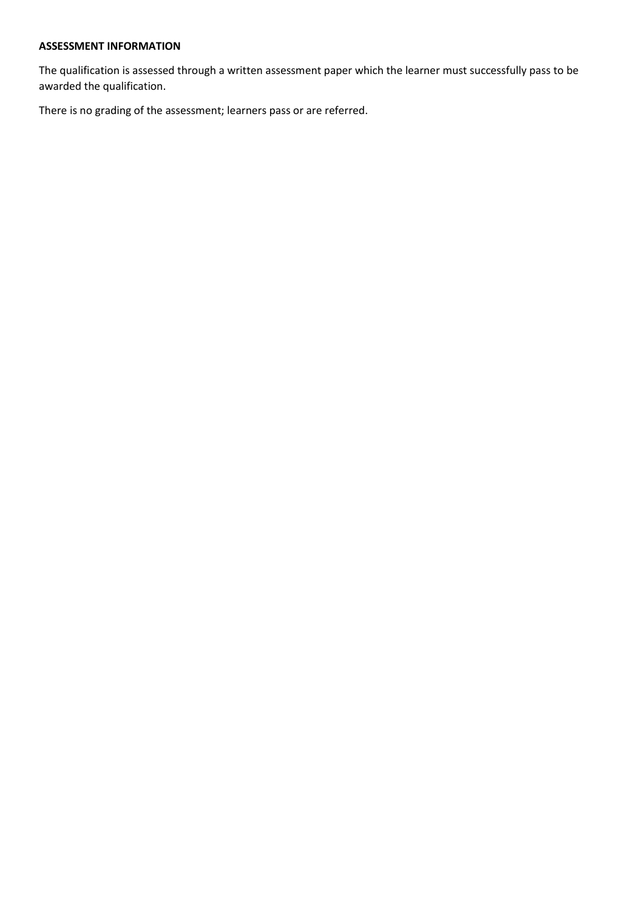**ASSESSMENT INFORMATION**

The qualification is assessed through a written assessment paper which the learner must successfully pass to be awarded the qualification.

There is no grading of the assessment; learners pass or are referred.